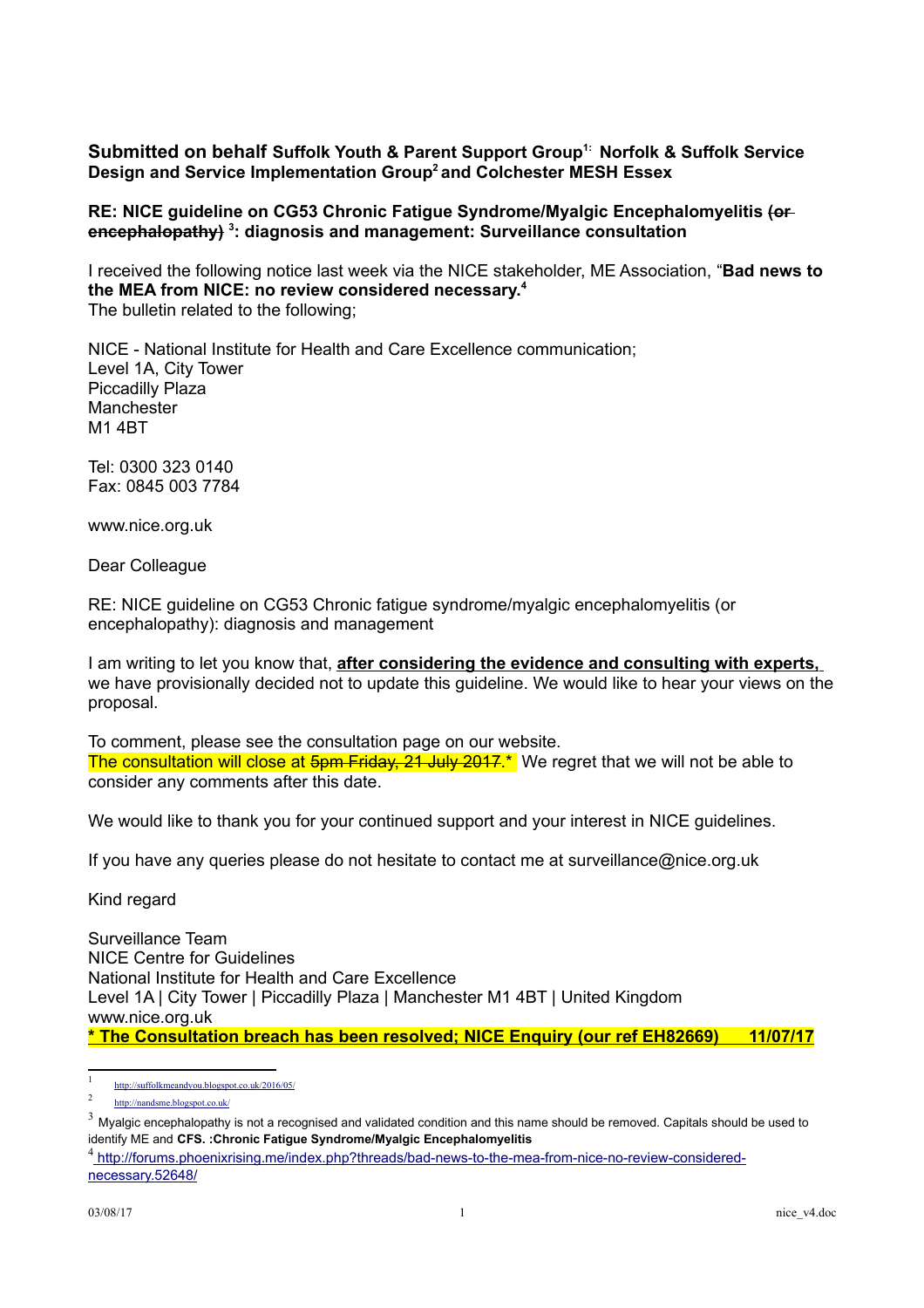**Submitted on behalf Suffolk Youth & Parent Support Group[1]: Norfolk & Suffolk Service Design and Service Implementation Group[2] and Colchester MESH Essex**

**RE: NICE guideline on CG53 Chronic Fatigue Syndrome/Myalgic Encephalomyelitis ~~(or encephalopathy)~~ [3]: diagnosis and management: Surveillance consultation**

I received the following notice last week via the NICE stakeholder, ME Association, "**Bad news to the MEA from NICE: no review considered necessary.[4]**
The bulletin related to the following;

NICE - National Institute for Health and Care Excellence communication;
Level 1A, City Tower
Piccadilly Plaza
Manchester
M1 4BT

Tel: 0300 323 0140
Fax: 0845 003 7784

www.nice.org.uk

Dear Colleague

RE: NICE guideline on CG53 Chronic fatigue syndrome/myalgic encephalomyelitis (or encephalopathy): diagnosis and management

I am writing to let you know that, **after considering the evidence and consulting with experts,** we have provisionally decided not to update this guideline. We would like to hear your views on the proposal.

To comment, please see the consultation page on our website.
The consultation will close at ~~5pm Friday, 21 July 2017.~~* We regret that we will not be able to consider any comments after this date.

We would like to thank you for your continued support and your interest in NICE guidelines.

If you have any queries please do not hesitate to contact me at surveillance@nice.org.uk

Kind regard

Surveillance Team
NICE Centre for Guidelines
National Institute for Health and Care Excellence
Level 1A | City Tower | Piccadilly Plaza | Manchester M1 4BT | United Kingdom
www.nice.org.uk
**\* The Consultation breach has been resolved; NICE Enquiry (our ref EH82669) 11/07/17**

---

[1] http://suffolkmeandyou.blogspot.co.uk/2016/05/

[2] http://nandsme.blogspot.co.uk/

[3] Myalgic encephalopathy is not a recognised and validated condition and this name should be removed. Capitals should be used to identify ME and **CFS. :Chronic Fatigue Syndrome/Myalgic Encephalomyelitis**

[4] http://forums.phoenixrising.me/index.php?threads/bad-news-to-the-mea-from-nice-no-review-considered-necessary.52648/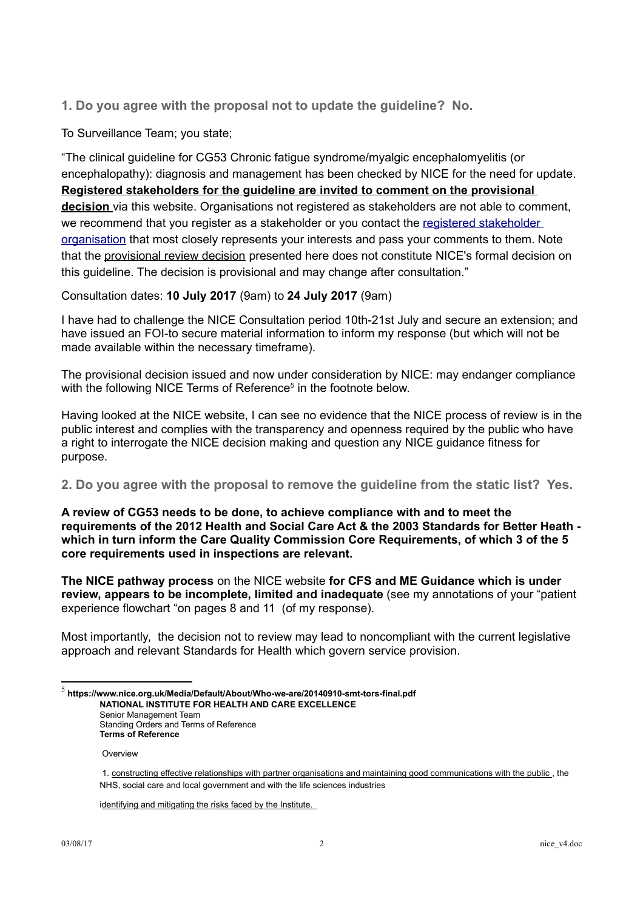## 1. Do you agree with the proposal not to update the guideline? No.

To Surveillance Team; you state;

"The clinical guideline for CG53 Chronic fatigue syndrome/myalgic encephalomyelitis (or encephalopathy): diagnosis and management has been checked by NICE for the need for update. **Registered stakeholders for the guideline are invited to comment on the provisional decision** via this website. Organisations not registered as stakeholders are not able to comment, we recommend that you register as a stakeholder or you contact the registered stakeholder organisation that most closely represents your interests and pass your comments to them. Note that the provisional review decision presented here does not constitute NICE's formal decision on this guideline. The decision is provisional and may change after consultation."

Consultation dates: **10 July 2017** (9am) to **24 July 2017** (9am)

I have had to challenge the NICE Consultation period 10th-21st July and secure an extension; and have issued an FOI-to secure material information to inform my response (but which will not be made available within the necessary timeframe).

The provisional decision issued and now under consideration by NICE: may endanger compliance with the following NICE Terms of Reference[5] in the footnote below.

Having looked at the NICE website, I can see no evidence that the NICE process of review is in the public interest and complies with the transparency and openness required by the public who have a right to interrogate the NICE decision making and question any NICE guidance fitness for purpose.

## 2. Do you agree with the proposal to remove the guideline from the static list? Yes.

**A review of CG53 needs to be done, to achieve compliance with and to meet the requirements of the 2012 Health and Social Care Act & the 2003 Standards for Better Heath - which in turn inform the Care Quality Commission Core Requirements, of which 3 of the 5 core requirements used in inspections are relevant.**

**The NICE pathway process** on the NICE website **for CFS and ME Guidance which is under review, appears to be incomplete, limited and inadequate** (see my annotations of your "patient experience flowchart "on pages 8 and 11 (of my response).

Most importantly, the decision not to review may lead to noncompliant with the current legislative approach and relevant Standards for Health which govern service provision.

---

[5] **https://www.nice.org.uk/Media/Default/About/Who-we-are/20140910-smt-tors-final.pdf**
**NATIONAL INSTITUTE FOR HEALTH AND CARE EXCELLENCE**
Senior Management Team
Standing Orders and Terms of Reference
**Terms of Reference**

Overview

1. constructing effective relationships with partner organisations and maintaining good communications with the public , the NHS, social care and local government and with the life sciences industries

identifying and mitigating the risks faced by the Institute.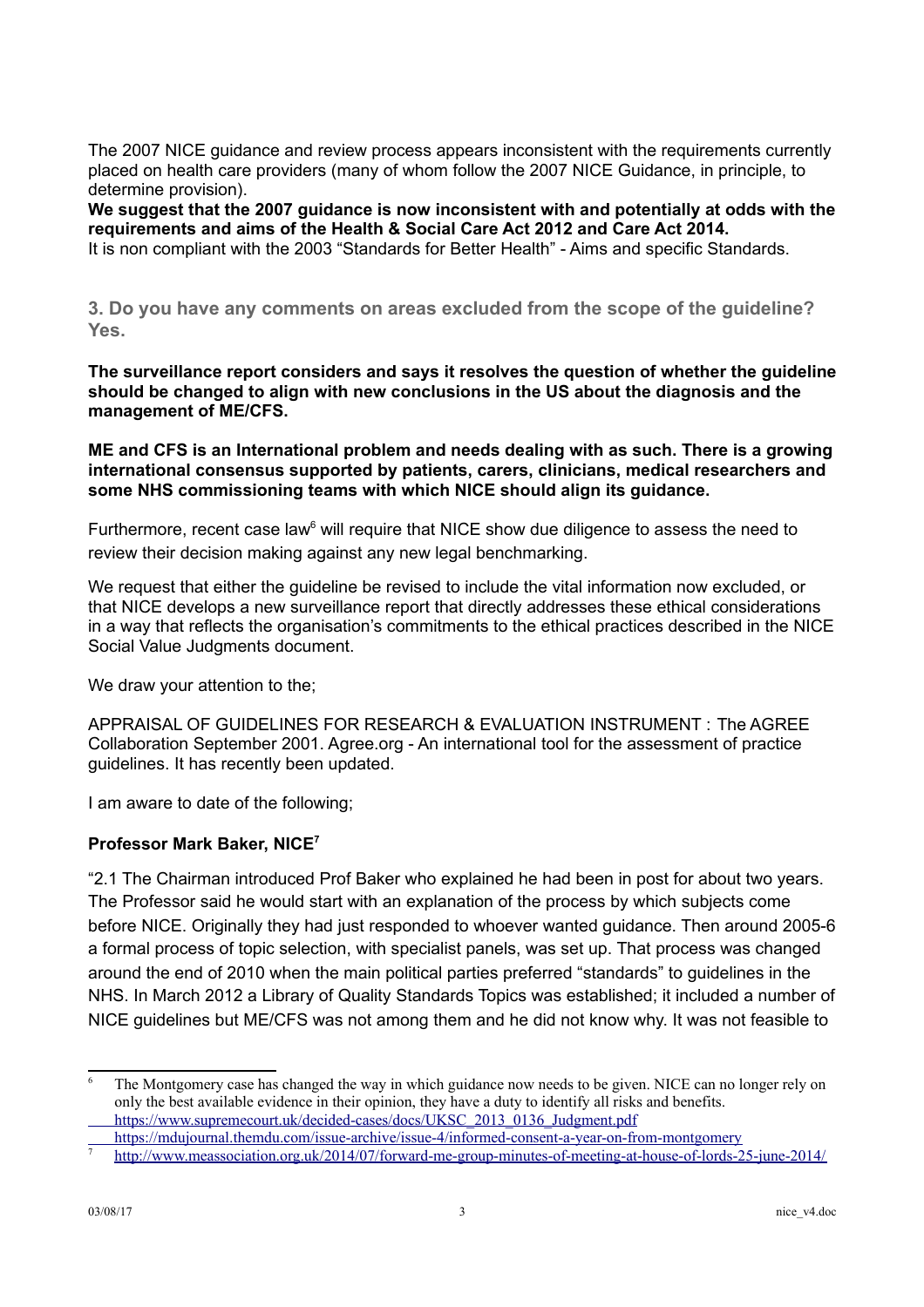The 2007 NICE guidance and review process appears inconsistent with the requirements currently placed on health care providers (many of whom follow the 2007 NICE Guidance, in principle, to determine provision).

**We suggest that the 2007 guidance is now inconsistent with and potentially at odds with the requirements and aims of the Health & Social Care Act 2012 and Care Act 2014.**

It is non compliant with the 2003 "Standards for Better Health" - Aims and specific Standards.

### 3. Do you have any comments on areas excluded from the scope of the guideline? Yes.

**The surveillance report considers and says it resolves the question of whether the guideline should be changed to align with new conclusions in the US about the diagnosis and the management of ME/CFS.**

**ME and CFS is an International problem and needs dealing with as such. There is a growing international consensus supported by patients, carers, clinicians, medical researchers and some NHS commissioning teams with which NICE should align its guidance.**

Furthermore, recent case law[6] will require that NICE show due diligence to assess the need to review their decision making against any new legal benchmarking.

We request that either the guideline be revised to include the vital information now excluded, or that NICE develops a new surveillance report that directly addresses these ethical considerations in a way that reflects the organisation's commitments to the ethical practices described in the NICE Social Value Judgments document.

We draw your attention to the;

APPRAISAL OF GUIDELINES FOR RESEARCH & EVALUATION INSTRUMENT : The AGREE Collaboration September 2001. Agree.org - An international tool for the assessment of practice guidelines. It has recently been updated.

I am aware to date of the following;

**Professor Mark Baker, NICE[7]**

"2.1 The Chairman introduced Prof Baker who explained he had been in post for about two years. The Professor said he would start with an explanation of the process by which subjects come before NICE. Originally they had just responded to whoever wanted guidance. Then around 2005-6 a formal process of topic selection, with specialist panels, was set up. That process was changed around the end of 2010 when the main political parties preferred "standards" to guidelines in the NHS. In March 2012 a Library of Quality Standards Topics was established; it included a number of NICE guidelines but ME/CFS was not among them and he did not know why. It was not feasible to

---

[6] The Montgomery case has changed the way in which guidance now needs to be given. NICE can no longer rely on only the best available evidence in their opinion, they have a duty to identify all risks and benefits. https://www.supremecourt.uk/decided-cases/docs/UKSC_2013_0136_Judgment.pdf https://mdujournal.themdu.com/issue-archive/issue-4/informed-consent-a-year-on-from-montgomery

[7] http://www.meassociation.org.uk/2014/07/forward-me-group-minutes-of-meeting-at-house-of-lords-25-june-2014/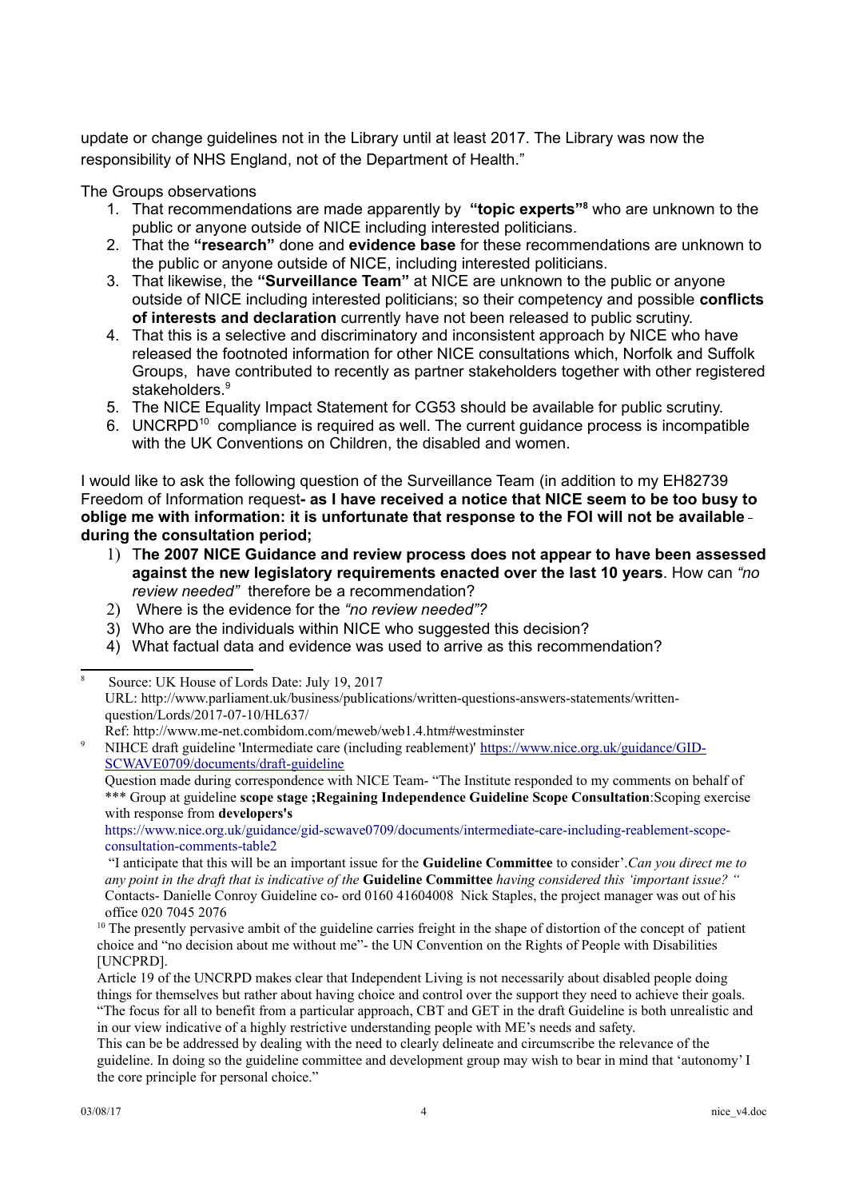update or change guidelines not in the Library until at least 2017. The Library was now the responsibility of NHS England, not of the Department of Health."

The Groups observations

1. That recommendations are made apparently by **"topic experts"**[8] who are unknown to the public or anyone outside of NICE including interested politicians.
2. That the **"research"** done and **evidence base** for these recommendations are unknown to the public or anyone outside of NICE, including interested politicians.
3. That likewise, the **"Surveillance Team"** at NICE are unknown to the public or anyone outside of NICE including interested politicians; so their competency and possible **conflicts of interests and declaration** currently have not been released to public scrutiny.
4. That this is a selective and discriminatory and inconsistent approach by NICE who have released the footnoted information for other NICE consultations which, Norfolk and Suffolk Groups, have contributed to recently as partner stakeholders together with other registered stakeholders.[9]
5. The NICE Equality Impact Statement for CG53 should be available for public scrutiny.
6. UNCRPD[10] compliance is required as well. The current guidance process is incompatible with the UK Conventions on Children, the disabled and women.

I would like to ask the following question of the Surveillance Team (in addition to my EH82739 Freedom of Information request**- as I have received a notice that NICE seem to be too busy to oblige me with information: it is unfortunate that response to the FOI will not be available during the consultation period;**

1) T**he 2007 NICE Guidance and review process does not appear to have been assessed against the new legislatory requirements enacted over the last 10 years**. How can *"no review needed"* therefore be a recommendation?
2) Where is the evidence for the *"no review needed"?*
3) Who are the individuals within NICE who suggested this decision?
4) What factual data and evidence was used to arrive as this recommendation?

---

[8] Source: UK House of Lords Date: July 19, 2017
URL: http://www.parliament.uk/business/publications/written-questions-answers-statements/written-question/Lords/2017-07-10/HL637/
Ref: http://www.me-net.combidom.com/meweb/web1.4.htm#westminster

[9] NIHCE draft guideline 'Intermediate care (including reablement)' https://www.nice.org.uk/guidance/GID-SCWAVE0709/documents/draft-guideline
Question made during correspondence with NICE Team- "The Institute responded to my comments on behalf of *** Group at guideline **scope stage ;Regaining Independence Guideline Scope Consultation**:Scoping exercise with response from **developers's**
https://www.nice.org.uk/guidance/gid-scwave0709/documents/intermediate-care-including-reablement-scope-consultation-comments-table2
"I anticipate that this will be an important issue for the **Guideline Committee** to consider'.*Can you direct me to any point in the draft that is indicative of the* **Guideline Committee** *having considered this 'important issue? "*
Contacts- Danielle Conroy Guideline co- ord 0160 41604008 Nick Staples, the project manager was out of his office 020 7045 2076

[10] The presently pervasive ambit of the guideline carries freight in the shape of distortion of the concept of patient choice and "no decision about me without me"- the UN Convention on the Rights of People with Disabilities [UNCPRD].
Article 19 of the UNCRPD makes clear that Independent Living is not necessarily about disabled people doing things for themselves but rather about having choice and control over the support they need to achieve their goals.
"The focus for all to benefit from a particular approach, CBT and GET in the draft Guideline is both unrealistic and in our view indicative of a highly restrictive understanding people with ME's needs and safety.
This can be be addressed by dealing with the need to clearly delineate and circumscribe the relevance of the guideline. In doing so the guideline committee and development group may wish to bear in mind that 'autonomy' I the core principle for personal choice."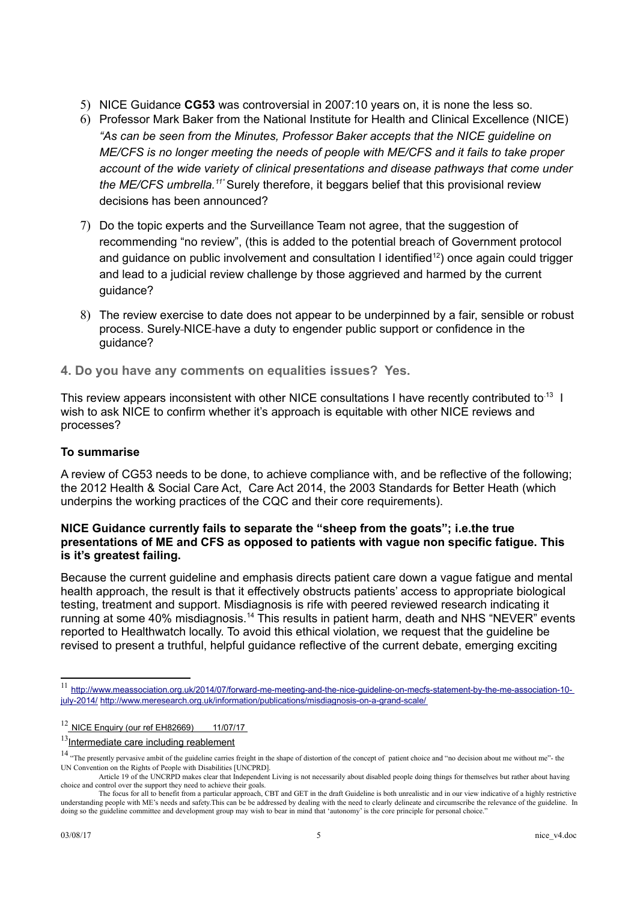5) NICE Guidance **CG53** was controversial in 2007:10 years on, it is none the less so.
6) Professor Mark Baker from the National Institute for Health and Clinical Excellence (NICE) *"As can be seen from the Minutes, Professor Baker accepts that the NICE guideline on ME/CFS is no longer meeting the needs of people with ME/CFS and it fails to take proper account of the wide variety of clinical presentations and disease pathways that come under the ME/CFS umbrella.[11]"* Surely therefore, it beggars belief that this provisional review decisions has been announced?
7) Do the topic experts and the Surveillance Team not agree, that the suggestion of recommending "no review", (this is added to the potential breach of Government protocol and guidance on public involvement and consultation I identified[12]) once again could trigger and lead to a judicial review challenge by those aggrieved and harmed by the current guidance?
8) The review exercise to date does not appear to be underpinned by a fair, sensible or robust process. Surely NICE have a duty to engender public support or confidence in the guidance?

### 4. Do you have any comments on equalities issues? Yes.

This review appears inconsistent with other NICE consultations I have recently contributed to[13] I wish to ask NICE to confirm whether it's approach is equitable with other NICE reviews and processes?

**To summarise**

A review of CG53 needs to be done, to achieve compliance with, and be reflective of the following; the 2012 Health & Social Care Act, Care Act 2014, the 2003 Standards for Better Heath (which underpins the working practices of the CQC and their core requirements).

**NICE Guidance currently fails to separate the "sheep from the goats"; i.e.the true presentations of ME and CFS as opposed to patients with vague non specific fatigue. This is it's greatest failing.**

Because the current guideline and emphasis directs patient care down a vague fatigue and mental health approach, the result is that it effectively obstructs patients' access to appropriate biological testing, treatment and support. Misdiagnosis is rife with peered reviewed research indicating it running at some 40% misdiagnosis.[14] This results in patient harm, death and NHS "NEVER" events reported to Healthwatch locally. To avoid this ethical violation, we request that the guideline be revised to present a truthful, helpful guidance reflective of the current debate, emerging exciting

---

[11] http://www.meassociation.org.uk/2014/07/forward-me-meeting-and-the-nice-guideline-on-mecfs-statement-by-the-me-association-10-july-2014/ http://www.meresearch.org.uk/information/publications/misdiagnosis-on-a-grand-scale/

[12] NICE Enquiry (our ref EH82669) 11/07/17

[13] Intermediate care including reablement

[14] "The presently pervasive ambit of the guideline carries freight in the shape of distortion of the concept of patient choice and "no decision about me without me"- the UN Convention on the Rights of People with Disabilities [UNCPRD].

Article 19 of the UNCRPD makes clear that Independent Living is not necessarily about disabled people doing things for themselves but rather about having choice and control over the support they need to achieve their goals.

The focus for all to benefit from a particular approach, CBT and GET in the draft Guideline is both unrealistic and in our view indicative of a highly restrictive understanding people with ME's needs and safety.This can be be addressed by dealing with the need to clearly delineate and circumscribe the relevance of the guideline. In doing so the guideline committee and development group may wish to bear in mind that 'autonomy' is the core principle for personal choice."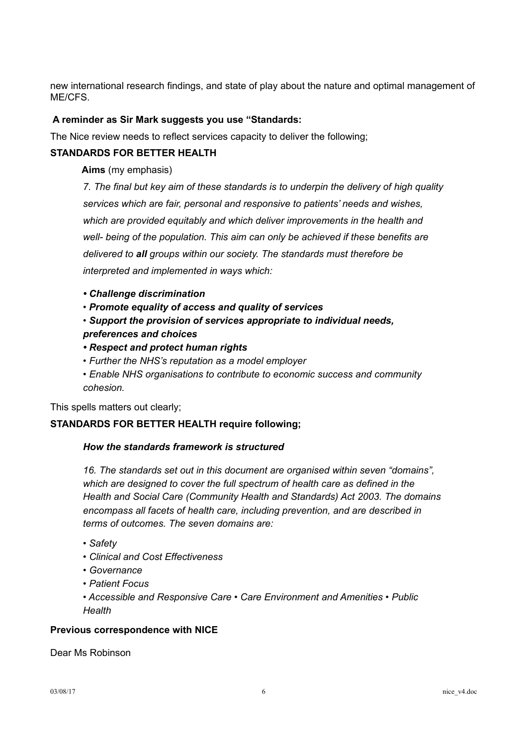new international research findings, and state of play about the nature and optimal management of ME/CFS.

**A reminder as Sir Mark suggests you use "Standards:**

The Nice review needs to reflect services capacity to deliver the following;

**STANDARDS FOR BETTER HEALTH**

> **Aims** (my emphasis)
>
> *7. The final but key aim of these standards is to underpin the delivery of high quality services which are fair, personal and responsive to patients' needs and wishes, which are provided equitably and which deliver improvements in the health and well- being of the population. This aim can only be achieved if these benefits are delivered to **all** groups within our society. The standards must therefore be interpreted and implemented in ways which:*
>
> - ***Challenge discrimination***
> - ***Promote equality of access and quality of services***
> - ***Support the provision of services appropriate to individual needs, preferences and choices***
> - ***Respect and protect human rights***
> - *Further the NHS's reputation as a model employer*
> - *Enable NHS organisations to contribute to economic success and community cohesion.*

This spells matters out clearly;

**STANDARDS FOR BETTER HEALTH require following;**

> ***How the standards framework is structured***
>
> *16. The standards set out in this document are organised within seven "domains", which are designed to cover the full spectrum of health care as defined in the Health and Social Care (Community Health and Standards) Act 2003. The domains encompass all facets of health care, including prevention, and are described in terms of outcomes. The seven domains are:*
>
> - *Safety*
> - *Clinical and Cost Effectiveness*
> - *Governance*
> - *Patient Focus*
> - *Accessible and Responsive Care • Care Environment and Amenities • Public Health*

**Previous correspondence with NICE**

Dear Ms Robinson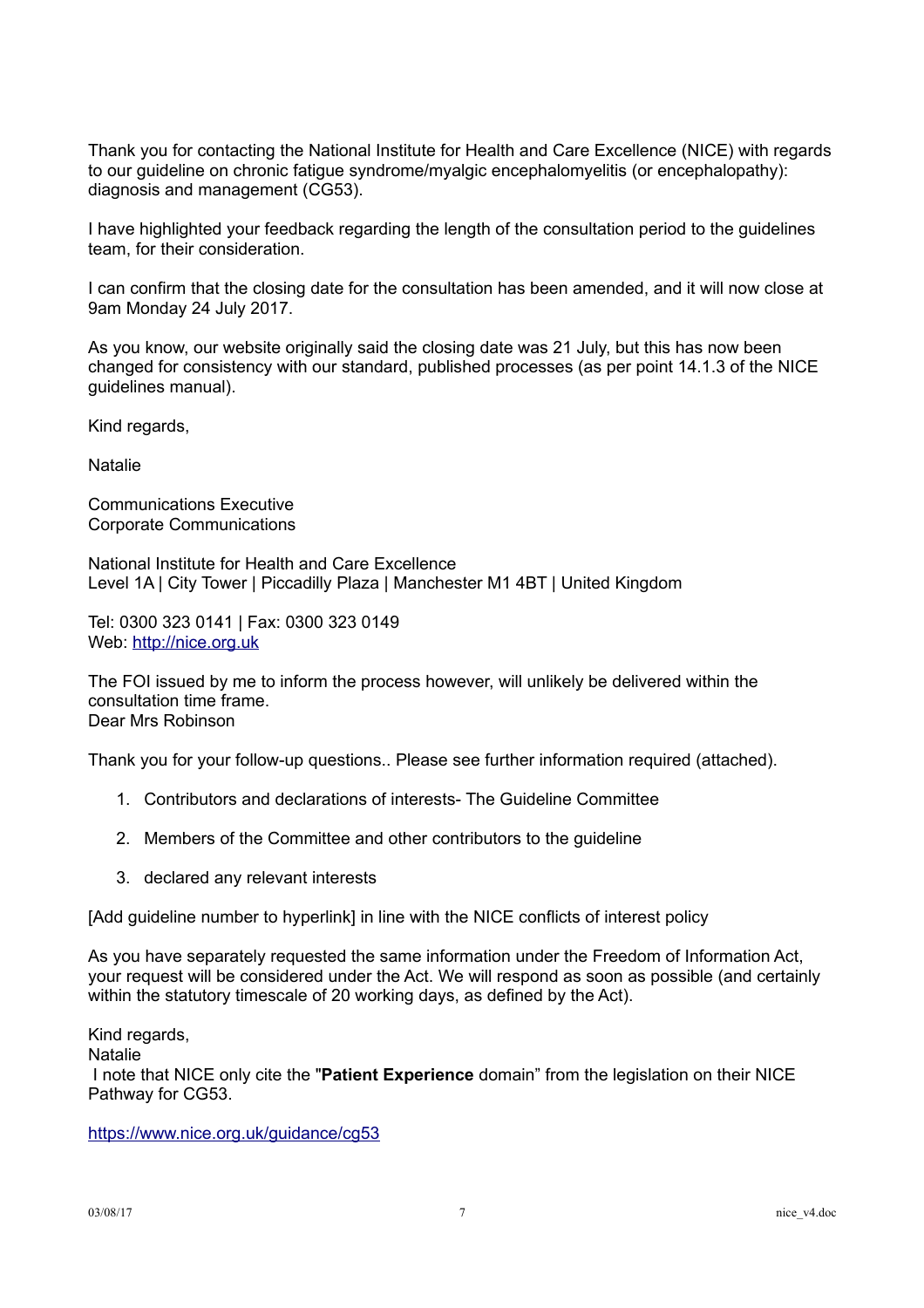Thank you for contacting the National Institute for Health and Care Excellence (NICE) with regards to our guideline on chronic fatigue syndrome/myalgic encephalomyelitis (or encephalopathy): diagnosis and management (CG53).

I have highlighted your feedback regarding the length of the consultation period to the guidelines team, for their consideration.

I can confirm that the closing date for the consultation has been amended, and it will now close at 9am Monday 24 July 2017.

As you know, our website originally said the closing date was 21 July, but this has now been changed for consistency with our standard, published processes (as per point 14.1.3 of the NICE guidelines manual).

Kind regards,

Natalie

Communications Executive
Corporate Communications

National Institute for Health and Care Excellence
Level 1A | City Tower | Piccadilly Plaza | Manchester M1 4BT | United Kingdom

Tel: 0300 323 0141 | Fax: 0300 323 0149
Web: http://nice.org.uk

The FOI issued by me to inform the process however, will unlikely be delivered within the consultation time frame.
Dear Mrs Robinson

Thank you for your follow-up questions.. Please see further information required (attached).

1. Contributors and declarations of interests- The Guideline Committee
2. Members of the Committee and other contributors to the guideline
3. declared any relevant interests

[Add guideline number to hyperlink] in line with the NICE conflicts of interest policy

As you have separately requested the same information under the Freedom of Information Act, your request will be considered under the Act. We will respond as soon as possible (and certainly within the statutory timescale of 20 working days, as defined by the Act).

Kind regards,
Natalie
I note that NICE only cite the "**Patient Experience** domain" from the legislation on their NICE Pathway for CG53.

https://www.nice.org.uk/guidance/cg53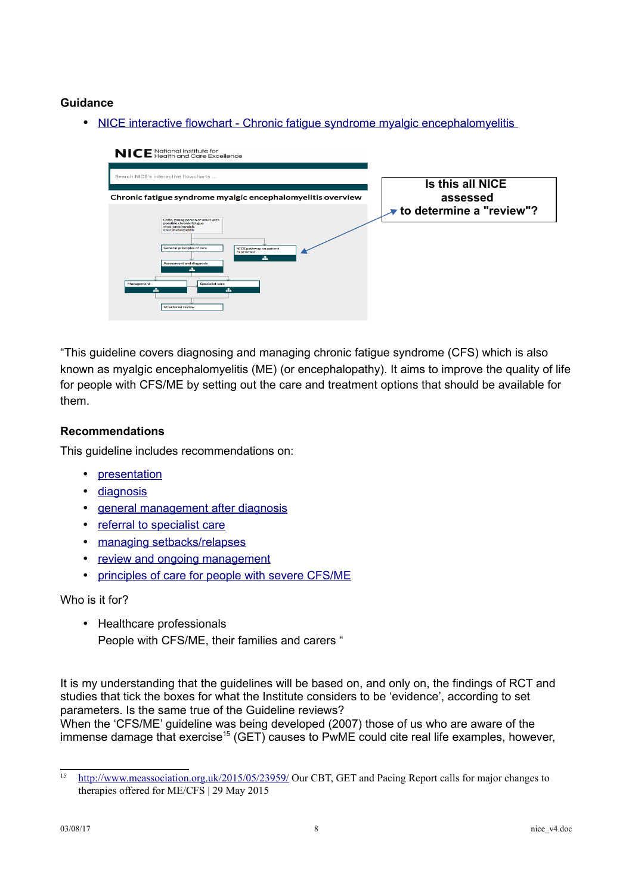**Guidance**

- NICE interactive flowchart - Chronic fatigue syndrome myalgic encephalomyelitis

NICE National Institute for Health and Care Excellence

Search NICE's interactive flowcharts ...

Chronic fatigue syndrome myalgic encephalomyelitis overview

Child, young person or adult with possible chronic fatigue syndrome/myalgic encephalomyelitis

General principles of care

NICE pathway on patient experience

Assessment and diagnosis

Management

Specialist care

Structured review

**Is this all NICE assessed to determine a "review"?**

"This guideline covers diagnosing and managing chronic fatigue syndrome (CFS) which is also known as myalgic encephalomyelitis (ME) (or encephalopathy). It aims to improve the quality of life for people with CFS/ME by setting out the care and treatment options that should be available for them.

**Recommendations**

This guideline includes recommendations on:

- presentation
- diagnosis
- general management after diagnosis
- referral to specialist care
- managing setbacks/relapses
- review and ongoing management
- principles of care for people with severe CFS/ME

Who is it for?

- Healthcare professionals
  People with CFS/ME, their families and carers "

It is my understanding that the guidelines will be based on, and only on, the findings of RCT and studies that tick the boxes for what the Institute considers to be 'evidence', according to set parameters. Is the same true of the Guideline reviews?
When the 'CFS/ME' guideline was being developed (2007) those of us who are aware of the immense damage that exercise[15] (GET) causes to PwME could cite real life examples, however,

---

[15] http://www.meassociation.org.uk/2015/05/23959/ Our CBT, GET and Pacing Report calls for major changes to therapies offered for ME/CFS | 29 May 2015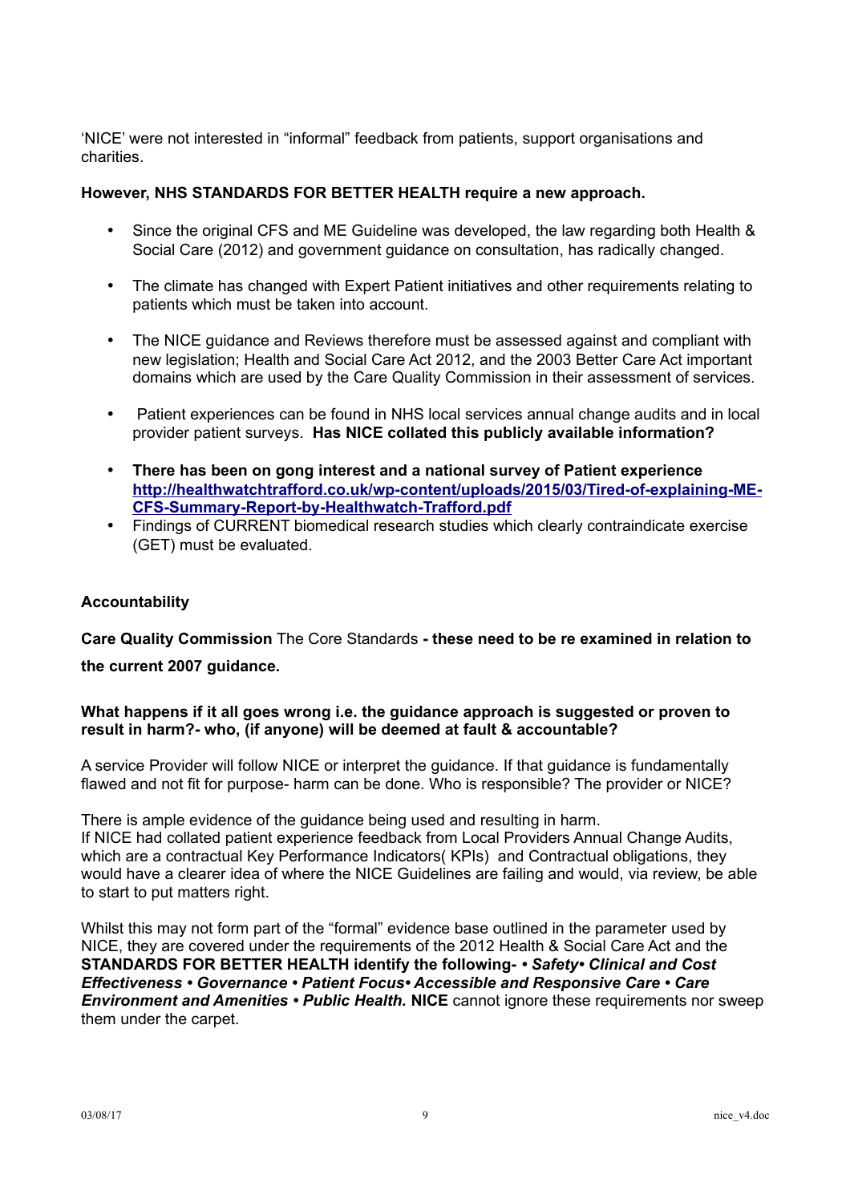'NICE' were not interested in "informal" feedback from patients, support organisations and charities.

**However, NHS STANDARDS FOR BETTER HEALTH require a new approach.**

- Since the original CFS and ME Guideline was developed, the law regarding both Health & Social Care (2012) and government guidance on consultation, has radically changed.
- The climate has changed with Expert Patient initiatives and other requirements relating to patients which must be taken into account.
- The NICE guidance and Reviews therefore must be assessed against and compliant with new legislation; Health and Social Care Act 2012, and the 2003 Better Care Act important domains which are used by the Care Quality Commission in their assessment of services.
- Patient experiences can be found in NHS local services annual change audits and in local provider patient surveys. **Has NICE collated this publicly available information?**
- **There has been on gong interest and a national survey of Patient experience [http://healthwatchtrafford.co.uk/wp-content/uploads/2015/03/Tired-of-explaining-ME-CFS-Summary-Report-by-Healthwatch-Trafford.pdf](http://healthwatchtrafford.co.uk/wp-content/uploads/2015/03/Tired-of-explaining-ME-CFS-Summary-Report-by-Healthwatch-Trafford.pdf)**
- Findings of CURRENT biomedical research studies which clearly contraindicate exercise (GET) must be evaluated.

**Accountability**

**Care Quality Commission** The Core Standards **- these need to be re examined in relation to the current 2007 guidance.**

**What happens if it all goes wrong i.e. the guidance approach is suggested or proven to result in harm?- who, (if anyone) will be deemed at fault & accountable?**

A service Provider will follow NICE or interpret the guidance. If that guidance is fundamentally flawed and not fit for purpose- harm can be done. Who is responsible? The provider or NICE?

There is ample evidence of the guidance being used and resulting in harm.
If NICE had collated patient experience feedback from Local Providers Annual Change Audits, which are a contractual Key Performance Indicators( KPIs) and Contractual obligations, they would have a clearer idea of where the NICE Guidelines are failing and would, via review, be able to start to put matters right.

Whilst this may not form part of the "formal" evidence base outlined in the parameter used by NICE, they are covered under the requirements of the 2012 Health & Social Care Act and the **STANDARDS FOR BETTER HEALTH identify the following-** ***• Safety• Clinical and Cost Effectiveness • Governance • Patient Focus• Accessible and Responsive Care • Care Environment and Amenities • Public Health.*** **NICE** cannot ignore these requirements nor sweep them under the carpet.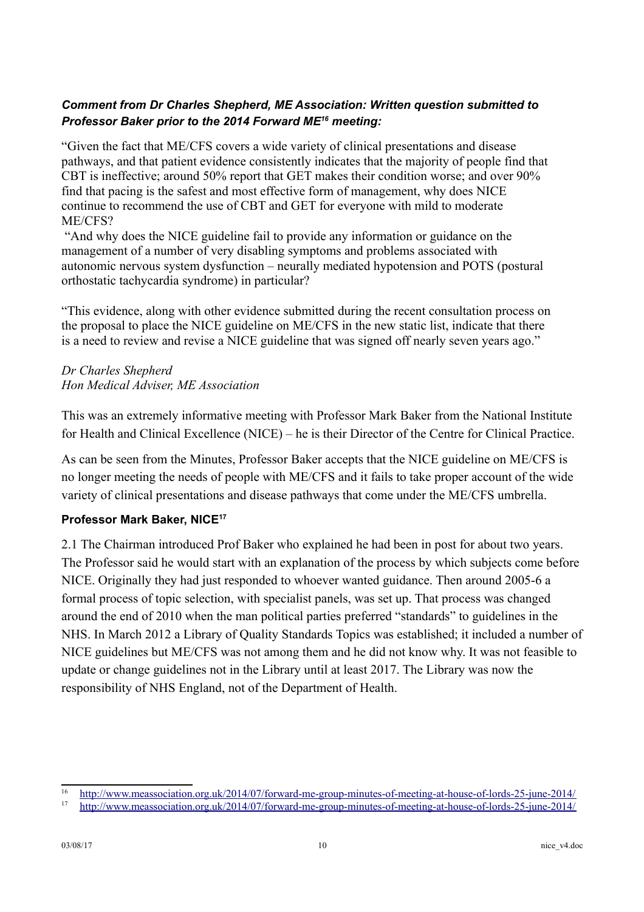***Comment from Dr Charles Shepherd, ME Association: Written question submitted to Professor Baker prior to the 2014 Forward ME[16] meeting:***

"Given the fact that ME/CFS covers a wide variety of clinical presentations and disease pathways, and that patient evidence consistently indicates that the majority of people find that CBT is ineffective; around 50% report that GET makes their condition worse; and over 90% find that pacing is the safest and most effective form of management, why does NICE continue to recommend the use of CBT and GET for everyone with mild to moderate ME/CFS?

"And why does the NICE guideline fail to provide any information or guidance on the management of a number of very disabling symptoms and problems associated with autonomic nervous system dysfunction – neurally mediated hypotension and POTS (postural orthostatic tachycardia syndrome) in particular?

"This evidence, along with other evidence submitted during the recent consultation process on the proposal to place the NICE guideline on ME/CFS in the new static list, indicate that there is a need to review and revise a NICE guideline that was signed off nearly seven years ago."

*Dr Charles Shepherd*
*Hon Medical Adviser, ME Association*

This was an extremely informative meeting with Professor Mark Baker from the National Institute for Health and Clinical Excellence (NICE) – he is their Director of the Centre for Clinical Practice.

As can be seen from the Minutes, Professor Baker accepts that the NICE guideline on ME/CFS is no longer meeting the needs of people with ME/CFS and it fails to take proper account of the wide variety of clinical presentations and disease pathways that come under the ME/CFS umbrella.

**Professor Mark Baker, NICE[17]**

2.1 The Chairman introduced Prof Baker who explained he had been in post for about two years. The Professor said he would start with an explanation of the process by which subjects come before NICE. Originally they had just responded to whoever wanted guidance. Then around 2005-6 a formal process of topic selection, with specialist panels, was set up. That process was changed around the end of 2010 when the man political parties preferred "standards" to guidelines in the NHS. In March 2012 a Library of Quality Standards Topics was established; it included a number of NICE guidelines but ME/CFS was not among them and he did not know why. It was not feasible to update or change guidelines not in the Library until at least 2017. The Library was now the responsibility of NHS England, not of the Department of Health.

---

[16] http://www.meassociation.org.uk/2014/07/forward-me-group-minutes-of-meeting-at-house-of-lords-25-june-2014/

[17] http://www.meassociation.org.uk/2014/07/forward-me-group-minutes-of-meeting-at-house-of-lords-25-june-2014/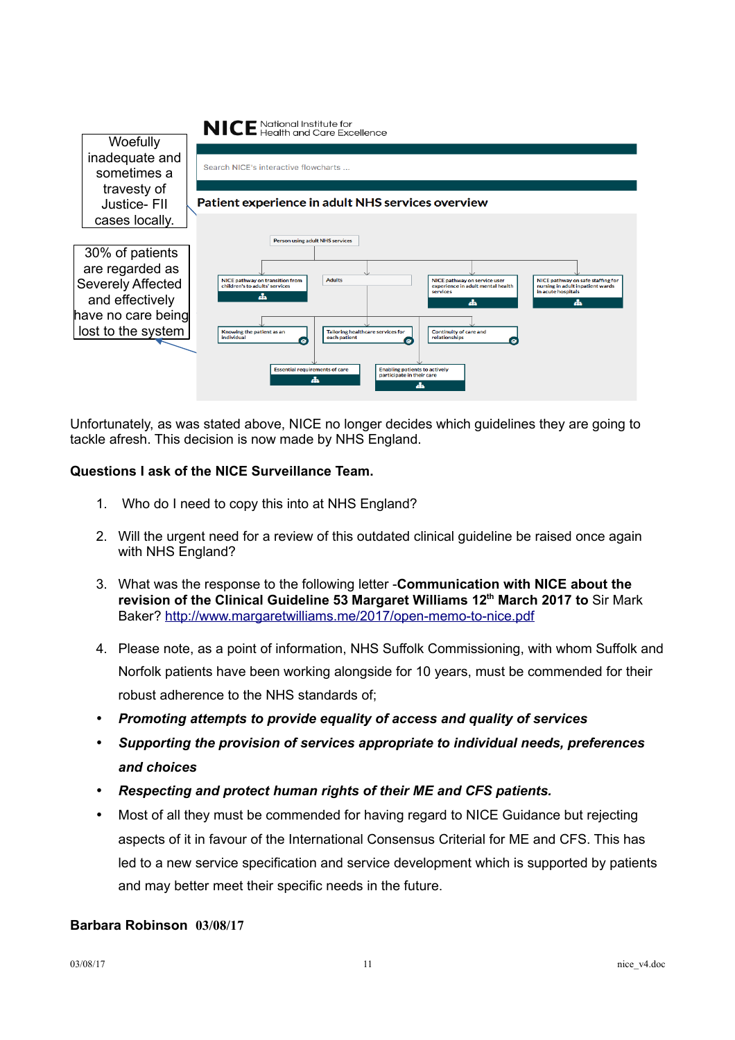Woefully inadequate and sometimes a travesty of Justice- FII cases locally.

30% of patients are regarded as Severely Affected and effectively have no care being lost to the system

NICE National Institute for Health and Care Excellence

Search NICE's interactive flowcharts ...

**Patient experience in adult NHS services overview**

Person using adult NHS services

NICE pathway on transition from children's to adults' services

Adults

NICE pathway on service user experience in adult mental health services

NICE pathway on safe staffing for nursing in adult inpatient wards in acute hospitals

Knowing the patient as an individual

Tailoring healthcare services for each patient

Continuity of care and relationships

Essential requirements of care

Enabling patients to actively participate in their care

Unfortunately, as was stated above, NICE no longer decides which guidelines they are going to tackle afresh. This decision is now made by NHS England.

**Questions I ask of the NICE Surveillance Team.**

1. Who do I need to copy this into at NHS England?
2. Will the urgent need for a review of this outdated clinical guideline be raised once again with NHS England?
3. What was the response to the following letter -**Communication with NICE about the revision of the Clinical Guideline 53 Margaret Williams 12th March 2017 to** Sir Mark Baker? http://www.margaretwilliams.me/2017/open-memo-to-nice.pdf
4. Please note, as a point of information, NHS Suffolk Commissioning, with whom Suffolk and Norfolk patients have been working alongside for 10 years, must be commended for their robust adherence to the NHS standards of;

- ***Promoting attempts to provide equality of access and quality of services***
- ***Supporting the provision of services appropriate to individual needs, preferences and choices***
- ***Respecting and protect human rights of their ME and CFS patients.***
- Most of all they must be commended for having regard to NICE Guidance but rejecting aspects of it in favour of the International Consensus Criterial for ME and CFS. This has led to a new service specification and service development which is supported by patients and may better meet their specific needs in the future.

**Barbara Robinson 03/08/17**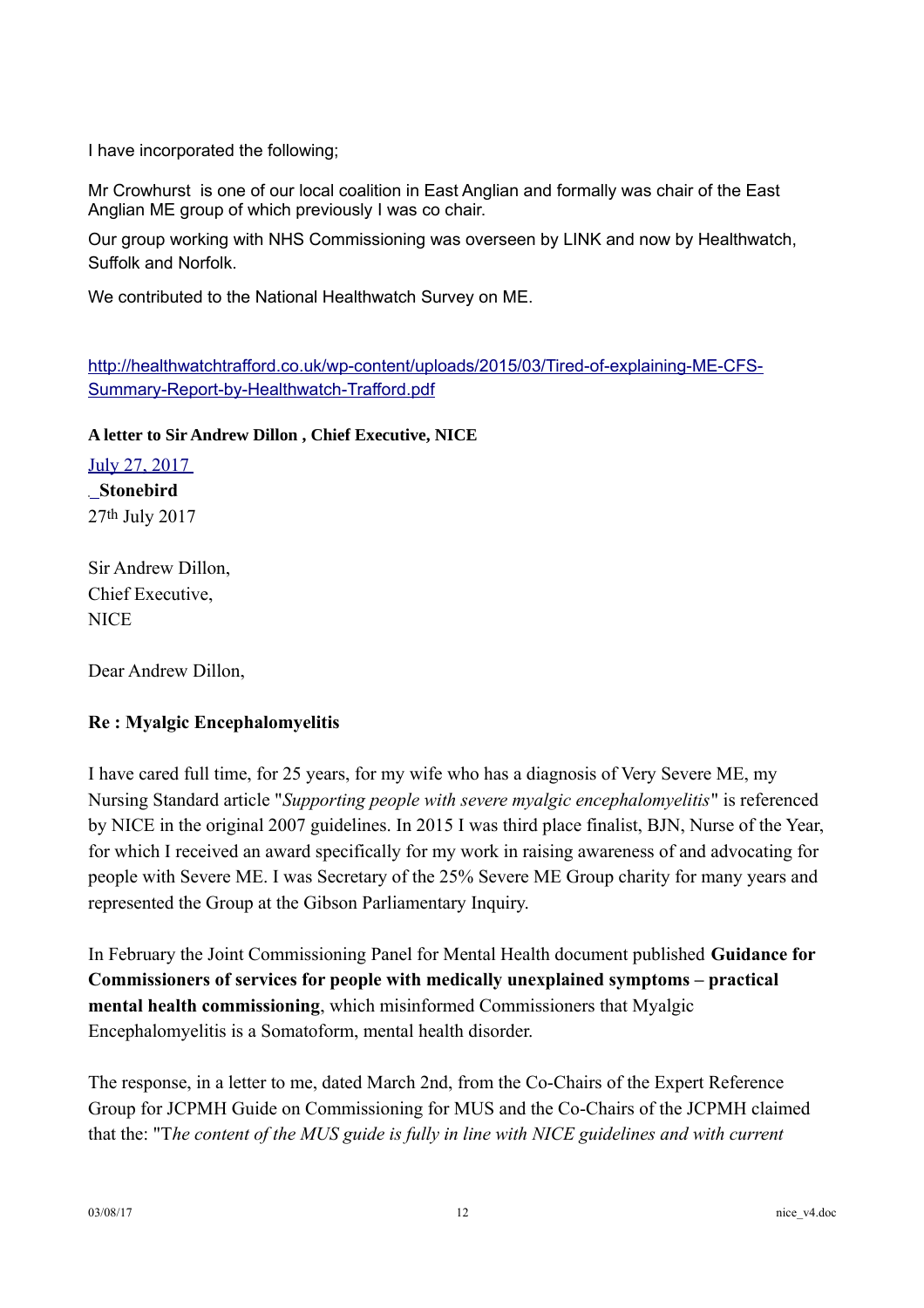I have incorporated the following;

Mr Crowhurst is one of our local coalition in East Anglian and formally was chair of the East Anglian ME group of which previously I was co chair.

Our group working with NHS Commissioning was overseen by LINK and now by Healthwatch, Suffolk and Norfolk.

We contributed to the National Healthwatch Survey on ME.

[http://healthwatchtrafford.co.uk/wp-content/uploads/2015/03/Tired-of-explaining-ME-CFS-Summary-Report-by-Healthwatch-Trafford.pdf](http://healthwatchtrafford.co.uk/wp-content/uploads/2015/03/Tired-of-explaining-ME-CFS-Summary-Report-by-Healthwatch-Trafford.pdf)

**A letter to Sir Andrew Dillon , Chief Executive, NICE**

July 27, 2017
**Stonebird**
27th July 2017

Sir Andrew Dillon,
Chief Executive,
NICE

Dear Andrew Dillon,

**Re : Myalgic Encephalomyelitis**

I have cared full time, for 25 years, for my wife who has a diagnosis of Very Severe ME, my Nursing Standard article "*Supporting people with severe myalgic encephalomyelitis*" is referenced by NICE in the original 2007 guidelines. In 2015 I was third place finalist, BJN, Nurse of the Year, for which I received an award specifically for my work in raising awareness of and advocating for people with Severe ME. I was Secretary of the 25% Severe ME Group charity for many years and represented the Group at the Gibson Parliamentary Inquiry.

In February the Joint Commissioning Panel for Mental Health document published **Guidance for Commissioners of services for people with medically unexplained symptoms – practical mental health commissioning**, which misinformed Commissioners that Myalgic Encephalomyelitis is a Somatoform, mental health disorder.

The response, in a letter to me, dated March 2nd, from the Co-Chairs of the Expert Reference Group for JCPMH Guide on Commissioning for MUS and the Co-Chairs of the JCPMH claimed that the: "T*he content of the MUS guide is fully in line with NICE guidelines and with current*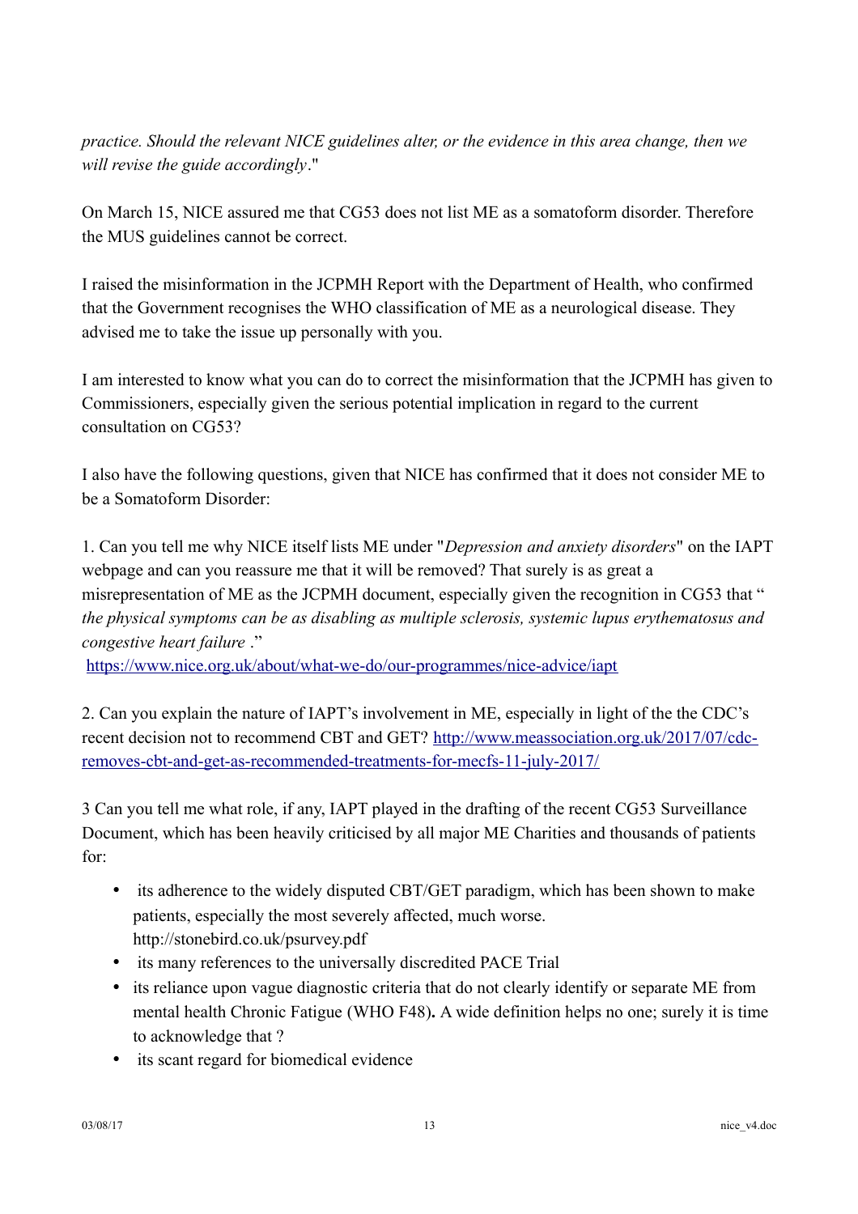*practice. Should the relevant NICE guidelines alter, or the evidence in this area change, then we will revise the guide accordingly*."

On March 15, NICE assured me that CG53 does not list ME as a somatoform disorder. Therefore the MUS guidelines cannot be correct.

I raised the misinformation in the JCPMH Report with the Department of Health, who confirmed that the Government recognises the WHO classification of ME as a neurological disease. They advised me to take the issue up personally with you.

I am interested to know what you can do to correct the misinformation that the JCPMH has given to Commissioners, especially given the serious potential implication in regard to the current consultation on CG53?

I also have the following questions, given that NICE has confirmed that it does not consider ME to be a Somatoform Disorder:

1. Can you tell me why NICE itself lists ME under "*Depression and anxiety disorders*" on the IAPT webpage and can you reassure me that it will be removed? That surely is as great a misrepresentation of ME as the JCPMH document, especially given the recognition in CG53 that " *the physical symptoms can be as disabling as multiple sclerosis, systemic lupus erythematosus and congestive heart failure* ."
[https://www.nice.org.uk/about/what-we-do/our-programmes/nice-advice/iapt](https://www.nice.org.uk/about/what-we-do/our-programmes/nice-advice/iapt)

2. Can you explain the nature of IAPT's involvement in ME, especially in light of the the CDC's recent decision not to recommend CBT and GET? [http://www.meassociation.org.uk/2017/07/cdc-removes-cbt-and-get-as-recommended-treatments-for-mecfs-11-july-2017/](http://www.meassociation.org.uk/2017/07/cdc-removes-cbt-and-get-as-recommended-treatments-for-mecfs-11-july-2017/)

3 Can you tell me what role, if any, IAPT played in the drafting of the recent CG53 Surveillance Document, which has been heavily criticised by all major ME Charities and thousands of patients for:

- its adherence to the widely disputed CBT/GET paradigm, which has been shown to make patients, especially the most severely affected, much worse. http://stonebird.co.uk/psurvey.pdf
- its many references to the universally discredited PACE Trial
- its reliance upon vague diagnostic criteria that do not clearly identify or separate ME from mental health Chronic Fatigue (WHO F48). A wide definition helps no one; surely it is time to acknowledge that ?
- its scant regard for biomedical evidence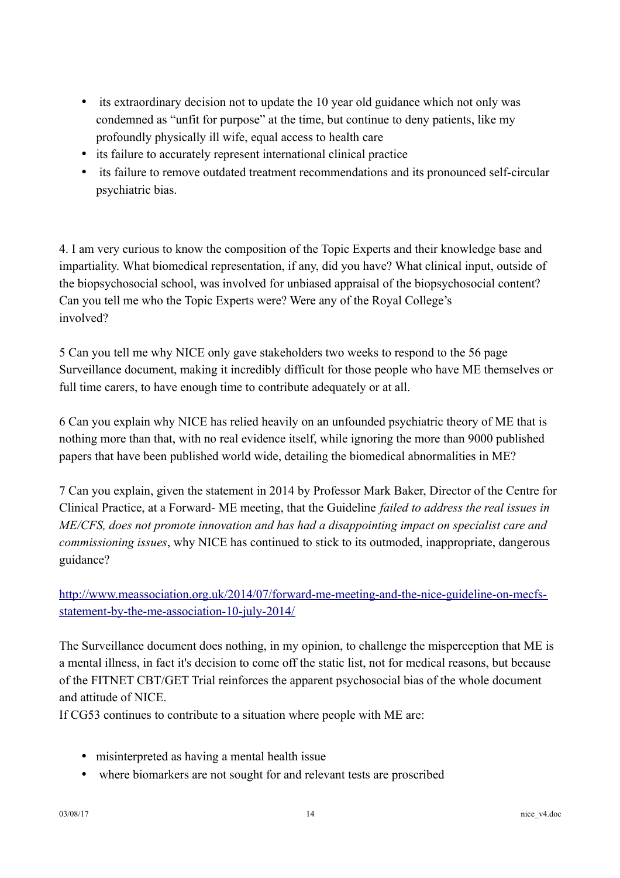- its extraordinary decision not to update the 10 year old guidance which not only was condemned as "unfit for purpose" at the time, but continue to deny patients, like my profoundly physically ill wife, equal access to health care
- its failure to accurately represent international clinical practice
- its failure to remove outdated treatment recommendations and its pronounced self-circular psychiatric bias.

4. I am very curious to know the composition of the Topic Experts and their knowledge base and impartiality. What biomedical representation, if any, did you have? What clinical input, outside of the biopsychosocial school, was involved for unbiased appraisal of the biopsychosocial content? Can you tell me who the Topic Experts were? Were any of the Royal College's involved?

5 Can you tell me why NICE only gave stakeholders two weeks to respond to the 56 page Surveillance document, making it incredibly difficult for those people who have ME themselves or full time carers, to have enough time to contribute adequately or at all.

6 Can you explain why NICE has relied heavily on an unfounded psychiatric theory of ME that is nothing more than that, with no real evidence itself, while ignoring the more than 9000 published papers that have been published world wide, detailing the biomedical abnormalities in ME?

7 Can you explain, given the statement in 2014 by Professor Mark Baker, Director of the Centre for Clinical Practice, at a Forward- ME meeting, that the Guideline *failed to address the real issues in ME/CFS, does not promote innovation and has had a disappointing impact on specialist care and commissioning issues*, why NICE has continued to stick to its outmoded, inappropriate, dangerous guidance?

[http://www.meassociation.org.uk/2014/07/forward-me-meeting-and-the-nice-guideline-on-mecfs-statement-by-the-me-association-10-july-2014/](http://www.meassociation.org.uk/2014/07/forward-me-meeting-and-the-nice-guideline-on-mecfs-statement-by-the-me-association-10-july-2014/)

The Surveillance document does nothing, in my opinion, to challenge the misperception that ME is a mental illness, in fact it's decision to come off the static list, not for medical reasons, but because of the FITNET CBT/GET Trial reinforces the apparent psychosocial bias of the whole document and attitude of NICE.

If CG53 continues to contribute to a situation where people with ME are:

- misinterpreted as having a mental health issue
- where biomarkers are not sought for and relevant tests are proscribed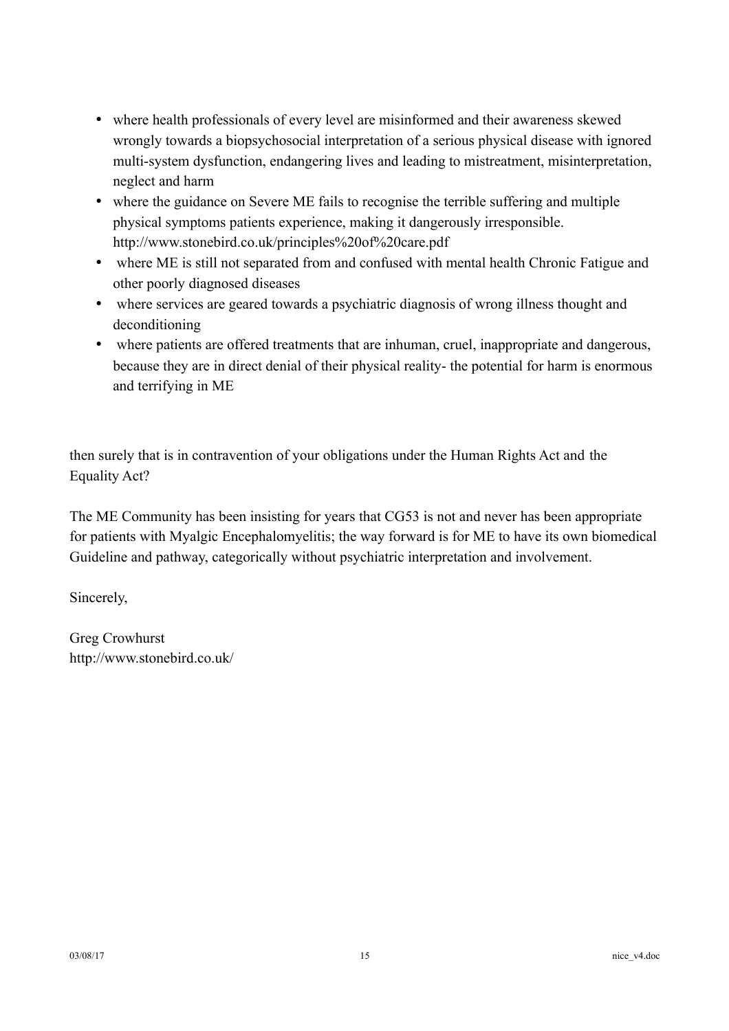- where health professionals of every level are misinformed and their awareness skewed wrongly towards a biopsychosocial interpretation of a serious physical disease with ignored multi-system dysfunction, endangering lives and leading to mistreatment, misinterpretation, neglect and harm
- where the guidance on Severe ME fails to recognise the terrible suffering and multiple physical symptoms patients experience, making it dangerously irresponsible. http://www.stonebird.co.uk/principles%20of%20care.pdf
- where ME is still not separated from and confused with mental health Chronic Fatigue and other poorly diagnosed diseases
- where services are geared towards a psychiatric diagnosis of wrong illness thought and deconditioning
- where patients are offered treatments that are inhuman, cruel, inappropriate and dangerous, because they are in direct denial of their physical reality- the potential for harm is enormous and terrifying in ME

then surely that is in contravention of your obligations under the Human Rights Act and the Equality Act?

The ME Community has been insisting for years that CG53 is not and never has been appropriate for patients with Myalgic Encephalomyelitis; the way forward is for ME to have its own biomedical Guideline and pathway, categorically without psychiatric interpretation and involvement.

Sincerely,

Greg Crowhurst
http://www.stonebird.co.uk/